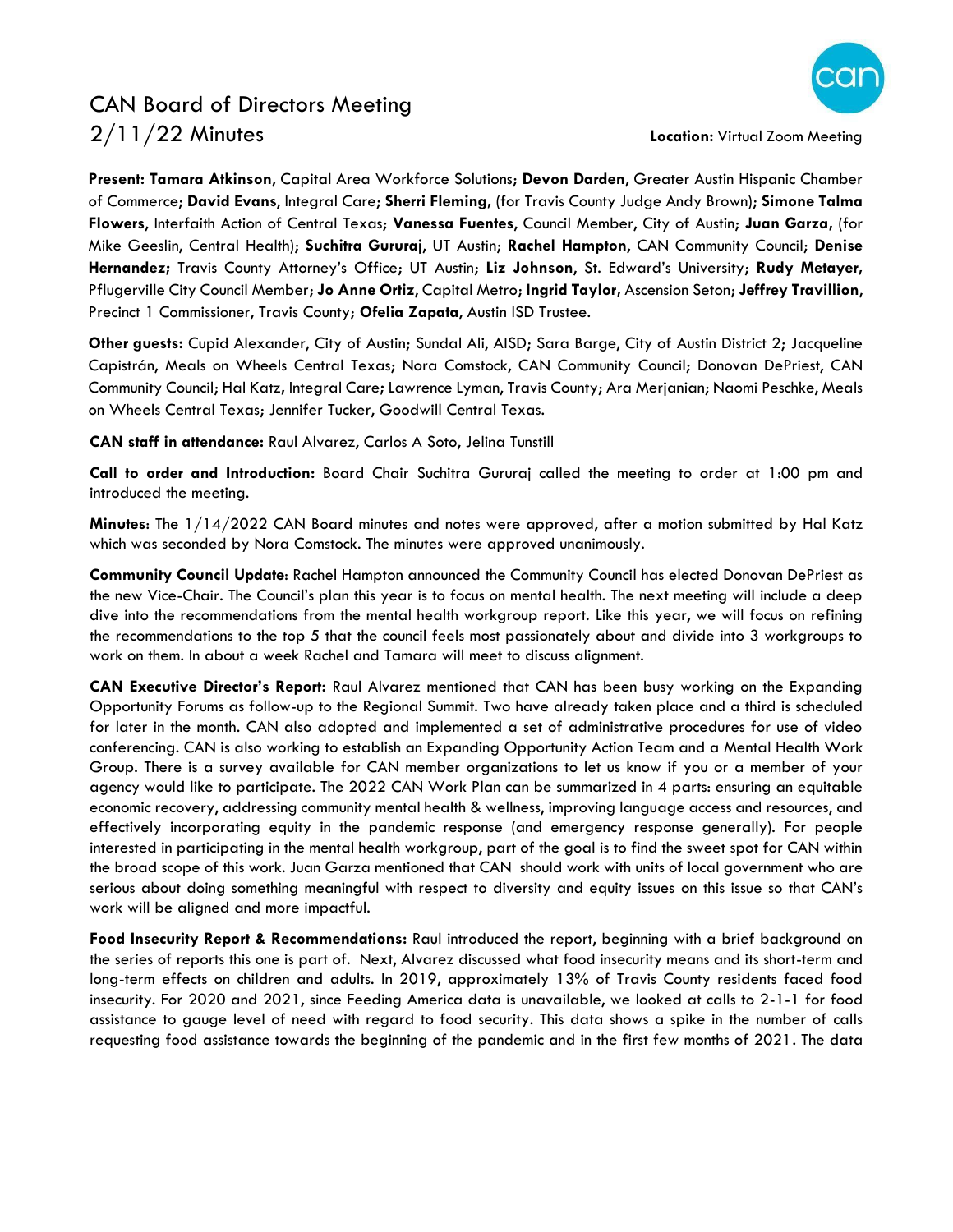# CAN Board of Directors Meeting
## 2/11/22 Minutes

**Location:** Virtual Zoom Meeting

**Present: Tamara Atkinson**, Capital Area Workforce Solutions; **Devon Darden**, Greater Austin Hispanic Chamber of Commerce; **David Evans**, Integral Care; **Sherri Fleming**, (for Travis County Judge Andy Brown); **Simone Talma Flowers**, Interfaith Action of Central Texas; **Vanessa Fuentes**, Council Member, City of Austin; **Juan Garza**, (for Mike Geeslin, Central Health); **Suchitra Gururaj**, UT Austin; **Rachel Hampton**, CAN Community Council; **Denise Hernandez**; Travis County Attorney's Office; UT Austin; **Liz Johnson**, St. Edward's University; **Rudy Metayer**, Pflugerville City Council Member; **Jo Anne Ortiz**, Capital Metro; **Ingrid Taylor**, Ascension Seton; **Jeffrey Travillion**, Precinct 1 Commissioner, Travis County; **Ofelia Zapata**, Austin ISD Trustee.

**Other guests:** Cupid Alexander, City of Austin; Sundal Ali, AISD; Sara Barge, City of Austin District 2; Jacqueline Capistrán, Meals on Wheels Central Texas; Nora Comstock, CAN Community Council; Donovan DePriest, CAN Community Council; Hal Katz, Integral Care; Lawrence Lyman, Travis County; Ara Merjanian; Naomi Peschke, Meals on Wheels Central Texas; Jennifer Tucker, Goodwill Central Texas.

**CAN staff in attendance:** Raul Alvarez, Carlos A Soto, Jelina Tunstill

**Call to order and Introduction:** Board Chair Suchitra Gururaj called the meeting to order at 1:00 pm and introduced the meeting.

**Minutes**: The 1/14/2022 CAN Board minutes and notes were approved, after a motion submitted by Hal Katz which was seconded by Nora Comstock. The minutes were approved unanimously.

**Community Council Update**: Rachel Hampton announced the Community Council has elected Donovan DePriest as the new Vice-Chair. The Council's plan this year is to focus on mental health. The next meeting will include a deep dive into the recommendations from the mental health workgroup report. Like this year, we will focus on refining the recommendations to the top 5 that the council feels most passionately about and divide into 3 workgroups to work on them. In about a week Rachel and Tamara will meet to discuss alignment.

**CAN Executive Director's Report:** Raul Alvarez mentioned that CAN has been busy working on the Expanding Opportunity Forums as follow-up to the Regional Summit. Two have already taken place and a third is scheduled for later in the month. CAN also adopted and implemented a set of administrative procedures for use of video conferencing. CAN is also working to establish an Expanding Opportunity Action Team and a Mental Health Work Group. There is a survey available for CAN member organizations to let us know if you or a member of your agency would like to participate. The 2022 CAN Work Plan can be summarized in 4 parts: ensuring an equitable economic recovery, addressing community mental health & wellness, improving language access and resources, and effectively incorporating equity in the pandemic response (and emergency response generally). For people interested in participating in the mental health workgroup, part of the goal is to find the sweet spot for CAN within the broad scope of this work. Juan Garza mentioned that CAN should work with units of local government who are serious about doing something meaningful with respect to diversity and equity issues on this issue so that CAN's work will be aligned and more impactful.

**Food Insecurity Report & Recommendations:** Raul introduced the report, beginning with a brief background on the series of reports this one is part of. Next, Alvarez discussed what food insecurity means and its short-term and long-term effects on children and adults. In 2019, approximately 13% of Travis County residents faced food insecurity. For 2020 and 2021, since Feeding America data is unavailable, we looked at calls to 2-1-1 for food assistance to gauge level of need with regard to food security. This data shows a spike in the number of calls requesting food assistance towards the beginning of the pandemic and in the first few months of 2021. The data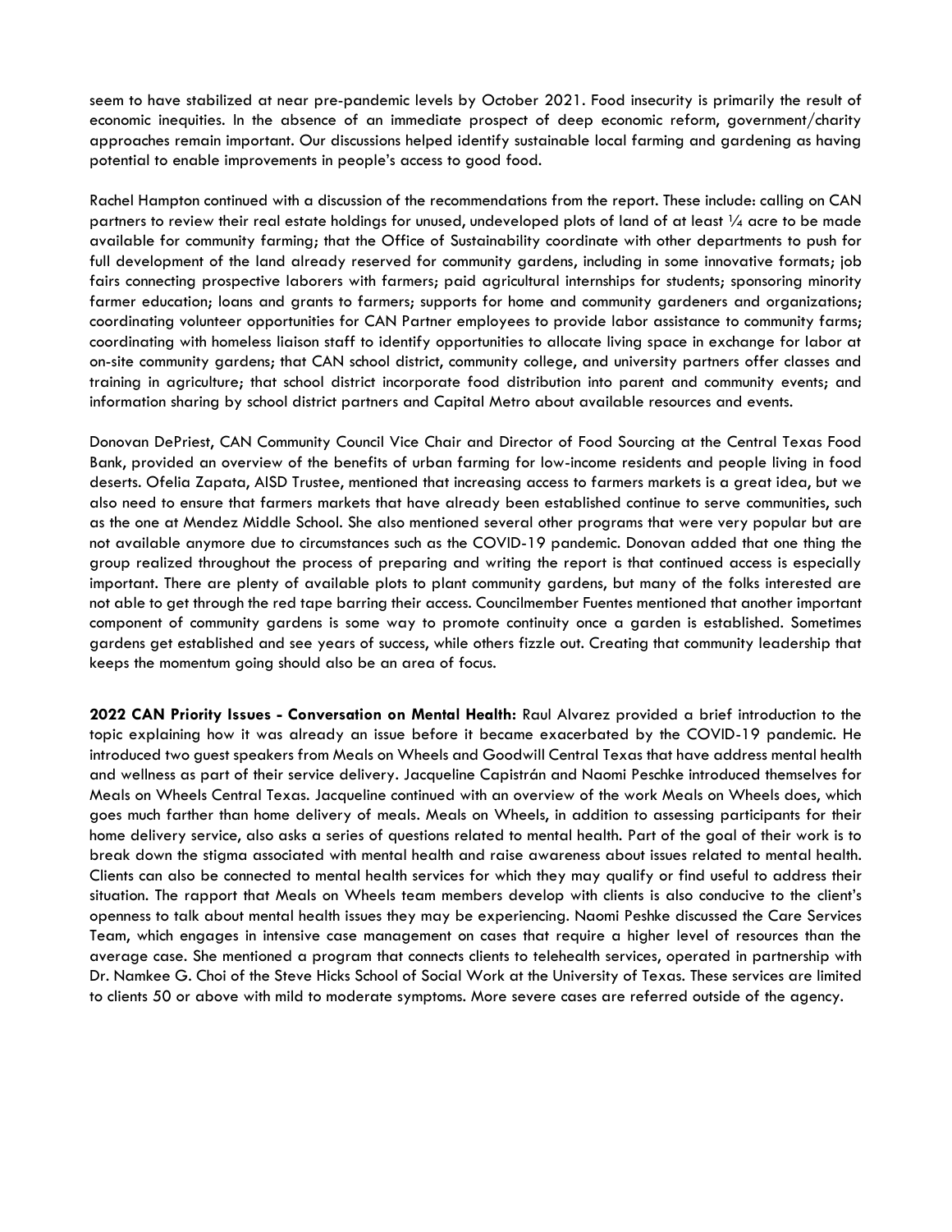seem to have stabilized at near pre-pandemic levels by October 2021. Food insecurity is primarily the result of economic inequities. In the absence of an immediate prospect of deep economic reform, government/charity approaches remain important. Our discussions helped identify sustainable local farming and gardening as having potential to enable improvements in people's access to good food.

Rachel Hampton continued with a discussion of the recommendations from the report. These include: calling on CAN partners to review their real estate holdings for unused, undeveloped plots of land of at least ¼ acre to be made available for community farming; that the Office of Sustainability coordinate with other departments to push for full development of the land already reserved for community gardens, including in some innovative formats; job fairs connecting prospective laborers with farmers; paid agricultural internships for students; sponsoring minority farmer education; loans and grants to farmers; supports for home and community gardeners and organizations; coordinating volunteer opportunities for CAN Partner employees to provide labor assistance to community farms; coordinating with homeless liaison staff to identify opportunities to allocate living space in exchange for labor at on-site community gardens; that CAN school district, community college, and university partners offer classes and training in agriculture; that school district incorporate food distribution into parent and community events; and information sharing by school district partners and Capital Metro about available resources and events.

Donovan DePriest, CAN Community Council Vice Chair and Director of Food Sourcing at the Central Texas Food Bank, provided an overview of the benefits of urban farming for low-income residents and people living in food deserts. Ofelia Zapata, AISD Trustee, mentioned that increasing access to farmers markets is a great idea, but we also need to ensure that farmers markets that have already been established continue to serve communities, such as the one at Mendez Middle School. She also mentioned several other programs that were very popular but are not available anymore due to circumstances such as the COVID-19 pandemic. Donovan added that one thing the group realized throughout the process of preparing and writing the report is that continued access is especially important. There are plenty of available plots to plant community gardens, but many of the folks interested are not able to get through the red tape barring their access. Councilmember Fuentes mentioned that another important component of community gardens is some way to promote continuity once a garden is established. Sometimes gardens get established and see years of success, while others fizzle out. Creating that community leadership that keeps the momentum going should also be an area of focus.

**2022 CAN Priority Issues - Conversation on Mental Health:** Raul Alvarez provided a brief introduction to the topic explaining how it was already an issue before it became exacerbated by the COVID-19 pandemic. He introduced two guest speakers from Meals on Wheels and Goodwill Central Texas that have address mental health and wellness as part of their service delivery. Jacqueline Capistrán and Naomi Peschke introduced themselves for Meals on Wheels Central Texas. Jacqueline continued with an overview of the work Meals on Wheels does, which goes much farther than home delivery of meals. Meals on Wheels, in addition to assessing participants for their home delivery service, also asks a series of questions related to mental health. Part of the goal of their work is to break down the stigma associated with mental health and raise awareness about issues related to mental health. Clients can also be connected to mental health services for which they may qualify or find useful to address their situation. The rapport that Meals on Wheels team members develop with clients is also conducive to the client's openness to talk about mental health issues they may be experiencing. Naomi Peshke discussed the Care Services Team, which engages in intensive case management on cases that require a higher level of resources than the average case. She mentioned a program that connects clients to telehealth services, operated in partnership with Dr. Namkee G. Choi of the Steve Hicks School of Social Work at the University of Texas. These services are limited to clients 50 or above with mild to moderate symptoms. More severe cases are referred outside of the agency.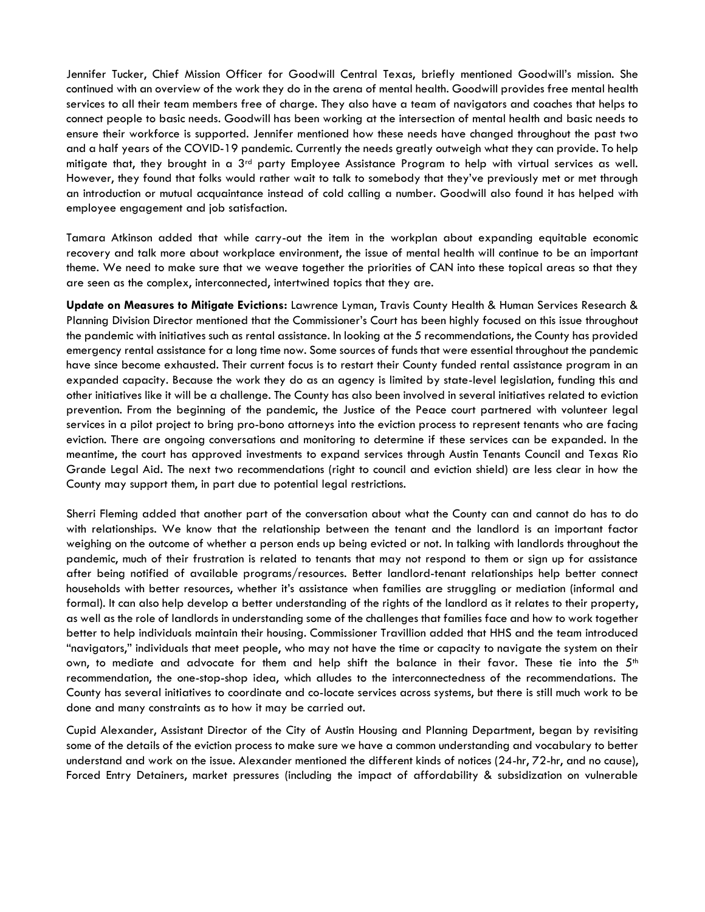Jennifer Tucker, Chief Mission Officer for Goodwill Central Texas, briefly mentioned Goodwill's mission. She continued with an overview of the work they do in the arena of mental health. Goodwill provides free mental health services to all their team members free of charge. They also have a team of navigators and coaches that helps to connect people to basic needs. Goodwill has been working at the intersection of mental health and basic needs to ensure their workforce is supported. Jennifer mentioned how these needs have changed throughout the past two and a half years of the COVID-19 pandemic. Currently the needs greatly outweigh what they can provide. To help mitigate that, they brought in a 3rd party Employee Assistance Program to help with virtual services as well. However, they found that folks would rather wait to talk to somebody that they've previously met or met through an introduction or mutual acquaintance instead of cold calling a number. Goodwill also found it has helped with employee engagement and job satisfaction.

Tamara Atkinson added that while carry-out the item in the workplan about expanding equitable economic recovery and talk more about workplace environment, the issue of mental health will continue to be an important theme. We need to make sure that we weave together the priorities of CAN into these topical areas so that they are seen as the complex, interconnected, intertwined topics that they are.

**Update on Measures to Mitigate Evictions:** Lawrence Lyman, Travis County Health & Human Services Research & Planning Division Director mentioned that the Commissioner's Court has been highly focused on this issue throughout the pandemic with initiatives such as rental assistance. In looking at the 5 recommendations, the County has provided emergency rental assistance for a long time now. Some sources of funds that were essential throughout the pandemic have since become exhausted. Their current focus is to restart their County funded rental assistance program in an expanded capacity. Because the work they do as an agency is limited by state-level legislation, funding this and other initiatives like it will be a challenge. The County has also been involved in several initiatives related to eviction prevention. From the beginning of the pandemic, the Justice of the Peace court partnered with volunteer legal services in a pilot project to bring pro-bono attorneys into the eviction process to represent tenants who are facing eviction. There are ongoing conversations and monitoring to determine if these services can be expanded. In the meantime, the court has approved investments to expand services through Austin Tenants Council and Texas Rio Grande Legal Aid. The next two recommendations (right to council and eviction shield) are less clear in how the County may support them, in part due to potential legal restrictions.

Sherri Fleming added that another part of the conversation about what the County can and cannot do has to do with relationships. We know that the relationship between the tenant and the landlord is an important factor weighing on the outcome of whether a person ends up being evicted or not. In talking with landlords throughout the pandemic, much of their frustration is related to tenants that may not respond to them or sign up for assistance after being notified of available programs/resources. Better landlord-tenant relationships help better connect households with better resources, whether it's assistance when families are struggling or mediation (informal and formal). It can also help develop a better understanding of the rights of the landlord as it relates to their property, as well as the role of landlords in understanding some of the challenges that families face and how to work together better to help individuals maintain their housing. Commissioner Travillion added that HHS and the team introduced "navigators," individuals that meet people, who may not have the time or capacity to navigate the system on their own, to mediate and advocate for them and help shift the balance in their favor. These tie into the 5th recommendation, the one-stop-shop idea, which alludes to the interconnectedness of the recommendations. The County has several initiatives to coordinate and co-locate services across systems, but there is still much work to be done and many constraints as to how it may be carried out.

Cupid Alexander, Assistant Director of the City of Austin Housing and Planning Department, began by revisiting some of the details of the eviction process to make sure we have a common understanding and vocabulary to better understand and work on the issue. Alexander mentioned the different kinds of notices (24-hr, 72-hr, and no cause), Forced Entry Detainers, market pressures (including the impact of affordability & subsidization on vulnerable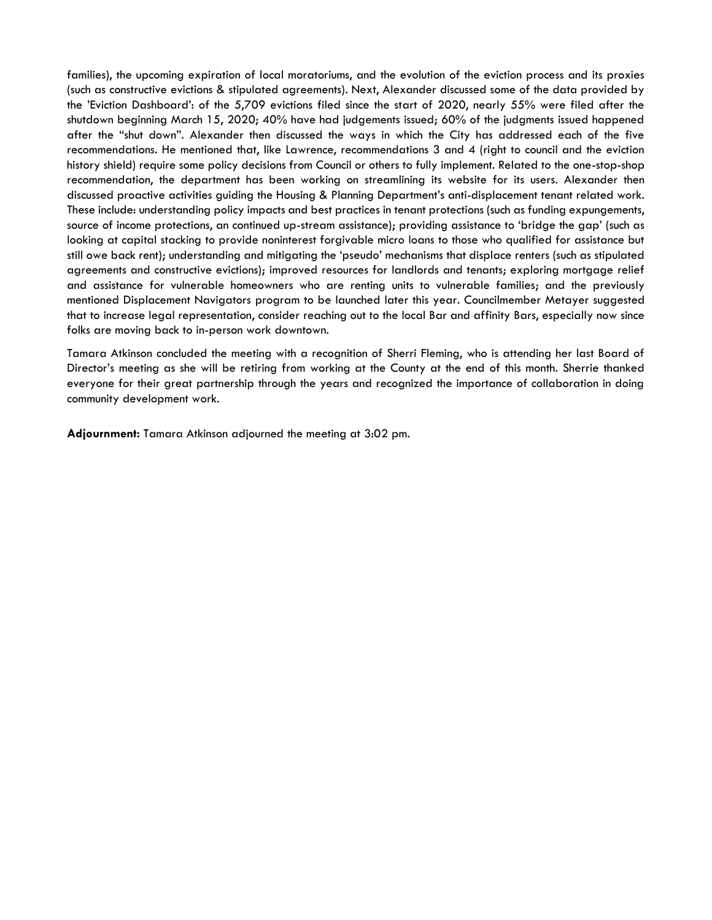families), the upcoming expiration of local moratoriums, and the evolution of the eviction process and its proxies (such as constructive evictions & stipulated agreements). Next, Alexander discussed some of the data provided by the 'Eviction Dashboard': of the 5,709 evictions filed since the start of 2020, nearly 55% were filed after the shutdown beginning March 15, 2020; 40% have had judgements issued; 60% of the judgments issued happened after the "shut down". Alexander then discussed the ways in which the City has addressed each of the five recommendations. He mentioned that, like Lawrence, recommendations 3 and 4 (right to council and the eviction history shield) require some policy decisions from Council or others to fully implement. Related to the one-stop-shop recommendation, the department has been working on streamlining its website for its users. Alexander then discussed proactive activities guiding the Housing & Planning Department's anti-displacement tenant related work. These include: understanding policy impacts and best practices in tenant protections (such as funding expungements, source of income protections, an continued up-stream assistance); providing assistance to 'bridge the gap' (such as looking at capital stacking to provide noninterest forgivable micro loans to those who qualified for assistance but still owe back rent); understanding and mitigating the 'pseudo' mechanisms that displace renters (such as stipulated agreements and constructive evictions); improved resources for landlords and tenants; exploring mortgage relief and assistance for vulnerable homeowners who are renting units to vulnerable families; and the previously mentioned Displacement Navigators program to be launched later this year. Councilmember Metayer suggested that to increase legal representation, consider reaching out to the local Bar and affinity Bars, especially now since folks are moving back to in-person work downtown.

Tamara Atkinson concluded the meeting with a recognition of Sherri Fleming, who is attending her last Board of Director's meeting as she will be retiring from working at the County at the end of this month. Sherrie thanked everyone for their great partnership through the years and recognized the importance of collaboration in doing community development work.

**Adjournment:** Tamara Atkinson adjourned the meeting at 3:02 pm.